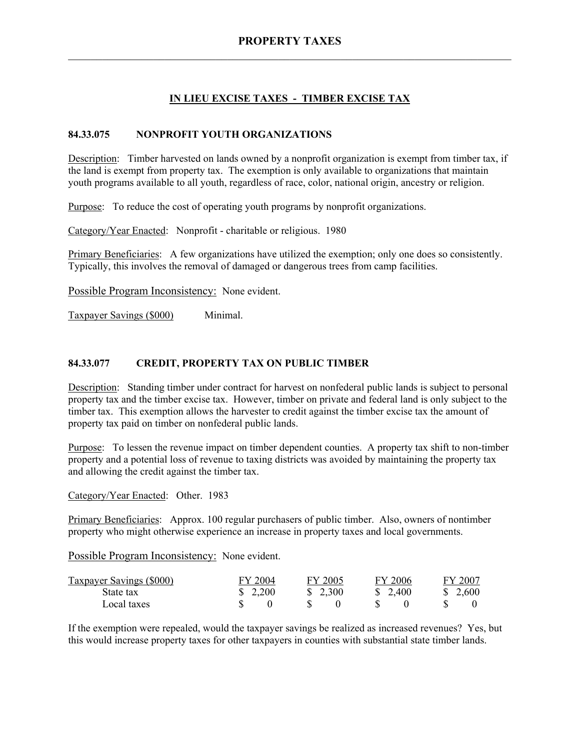# PROPERTY TAXES

## IN LIEU EXCISE TAXES - TIMBER EXCISE TAX

### 84.33.075 NONPROFIT YOUTH ORGANIZATIONS

Description: Timber harvested on lands owned by a nonprofit organization is exempt from timber tax, if the land is exempt from property tax. The exemption is only available to organizations that maintain youth programs available to all youth, regardless of race, color, national origin, ancestry or religion.

Purpose: To reduce the cost of operating youth programs by nonprofit organizations.

Category/Year Enacted: Nonprofit - charitable or religious. 1980

Primary Beneficiaries: A few organizations have utilized the exemption; only one does so consistently. Typically, this involves the removal of damaged or dangerous trees from camp facilities.

Possible Program Inconsistency: None evident.

Taxpayer Savings ($000) Minimal.

### 84.33.077 CREDIT, PROPERTY TAX ON PUBLIC TIMBER

Description: Standing timber under contract for harvest on nonfederal public lands is subject to personal property tax and the timber excise tax. However, timber on private and federal land is only subject to the timber tax. This exemption allows the harvester to credit against the timber excise tax the amount of property tax paid on timber on nonfederal public lands.

Purpose: To lessen the revenue impact on timber dependent counties. A property tax shift to non-timber property and a potential loss of revenue to taxing districts was avoided by maintaining the property tax and allowing the credit against the timber tax.

Category/Year Enacted: Other. 1983

Primary Beneficiaries: Approx. 100 regular purchasers of public timber. Also, owners of nontimber property who might otherwise experience an increase in property taxes and local governments.

Possible Program Inconsistency: None evident.

| Taxpayer Savings ($000) | FY 2004 | FY 2005 | FY 2006 | FY 2007 |
|---|---|---|---|---|
| State tax | $ 2,200 | $ 2,300 | $ 2,400 | $ 2,600 |
| Local taxes | $ 0 | $ 0 | $ 0 | $ 0 |

If the exemption were repealed, would the taxpayer savings be realized as increased revenues? Yes, but this would increase property taxes for other taxpayers in counties with substantial state timber lands.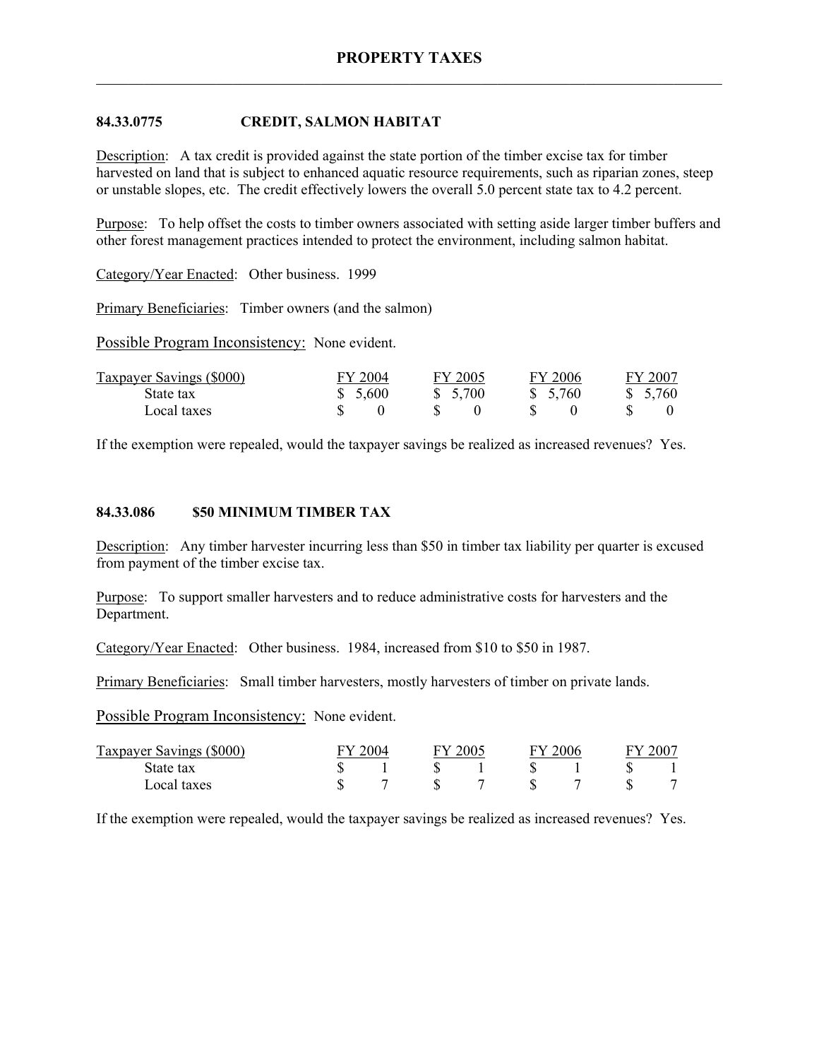## 84.33.0775 CREDIT, SALMON HABITAT

Description: A tax credit is provided against the state portion of the timber excise tax for timber harvested on land that is subject to enhanced aquatic resource requirements, such as riparian zones, steep or unstable slopes, etc. The credit effectively lowers the overall 5.0 percent state tax to 4.2 percent.

Purpose: To help offset the costs to timber owners associated with setting aside larger timber buffers and other forest management practices intended to protect the environment, including salmon habitat.

Category/Year Enacted: Other business. 1999

Primary Beneficiaries: Timber owners (and the salmon)

Possible Program Inconsistency: None evident.

| Taxpayer Savings ($000) | FY 2004 | FY 2005 | FY 2006 | FY 2007 |
|---|---|---|---|---|
| State tax | $ 5,600 | $ 5,700 | $ 5,760 | $ 5,760 |
| Local taxes | $ 0 | $ 0 | $ 0 | $ 0 |

If the exemption were repealed, would the taxpayer savings be realized as increased revenues? Yes.

## 84.33.086 $50 MINIMUM TIMBER TAX

Description: Any timber harvester incurring less than $50 in timber tax liability per quarter is excused from payment of the timber excise tax.

Purpose: To support smaller harvesters and to reduce administrative costs for harvesters and the Department.

Category/Year Enacted: Other business. 1984, increased from $10 to $50 in 1987.

Primary Beneficiaries: Small timber harvesters, mostly harvesters of timber on private lands.

Possible Program Inconsistency: None evident.

| Taxpayer Savings ($000) | FY 2004 | FY 2005 | FY 2006 | FY 2007 |
|---|---|---|---|---|
| State tax | $ 1 | $ 1 | $ 1 | $ 1 |
| Local taxes | $ 7 | $ 7 | $ 7 | $ 7 |

If the exemption were repealed, would the taxpayer savings be realized as increased revenues? Yes.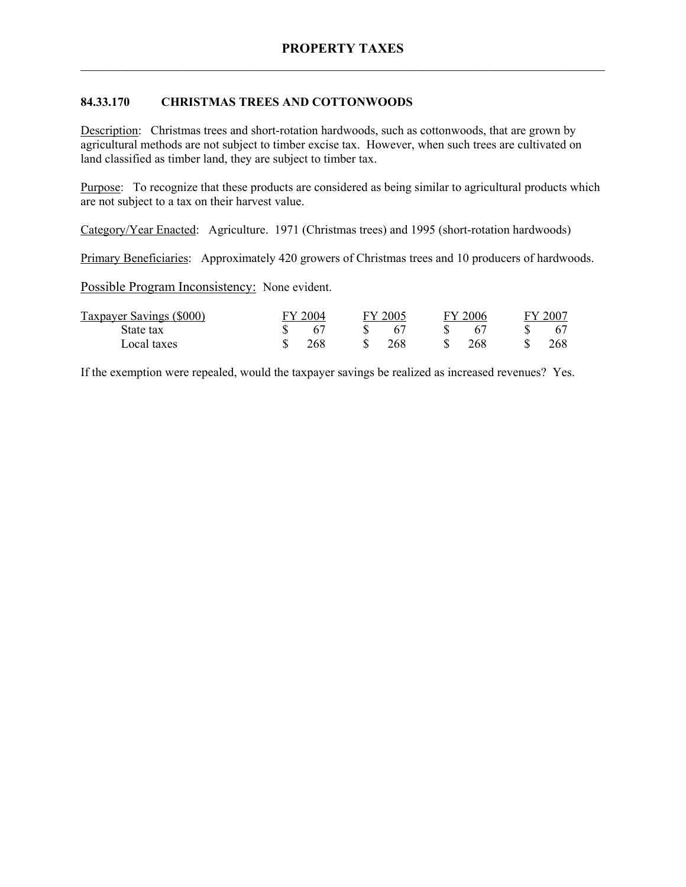# PROPERTY TAXES

## 84.33.170 CHRISTMAS TREES AND COTTONWOODS

Description: Christmas trees and short-rotation hardwoods, such as cottonwoods, that are grown by agricultural methods are not subject to timber excise tax. However, when such trees are cultivated on land classified as timber land, they are subject to timber tax.

Purpose: To recognize that these products are considered as being similar to agricultural products which are not subject to a tax on their harvest value.

Category/Year Enacted: Agriculture. 1971 (Christmas trees) and 1995 (short-rotation hardwoods)

Primary Beneficiaries: Approximately 420 growers of Christmas trees and 10 producers of hardwoods.

Possible Program Inconsistency: None evident.

| Taxpayer Savings ($000) | FY 2004 | FY 2005 | FY 2006 | FY 2007 |
|---|---|---|---|---|
| State tax | $ 67 | $ 67 | $ 67 | $ 67 |
| Local taxes | $ 268 | $ 268 | $ 268 | $ 268 |

If the exemption were repealed, would the taxpayer savings be realized as increased revenues? Yes.